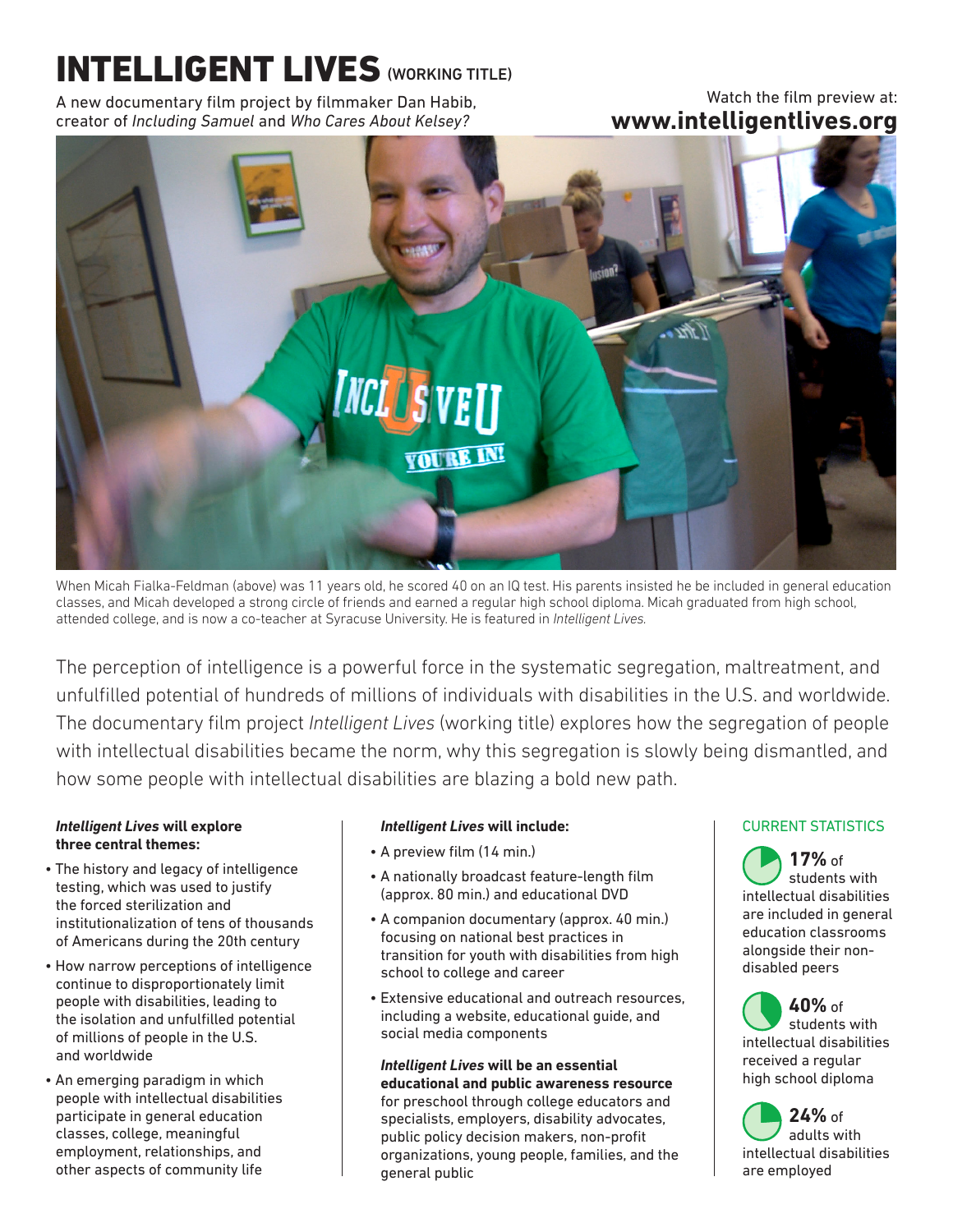# INTELLIGENT LIVES (WORKING TITLE)

A new documentary film project by filmmaker Dan Habib, creator of *Including Samuel* and *Who Cares About Kelsey?*

Watch the film preview at:
**www.intelligentlives.org**

When Micah Fialka-Feldman (above) was 11 years old, he scored 40 on an IQ test. His parents insisted he be included in general education classes, and Micah developed a strong circle of friends and earned a regular high school diploma. Micah graduated from high school, attended college, and is now a co-teacher at Syracuse University. He is featured in *Intelligent Lives*.

The perception of intelligence is a powerful force in the systematic segregation, maltreatment, and unfulfilled potential of hundreds of millions of individuals with disabilities in the U.S. and worldwide. The documentary film project *Intelligent Lives* (working title) explores how the segregation of people with intellectual disabilities became the norm, why this segregation is slowly being dismantled, and how some people with intellectual disabilities are blazing a bold new path.

***Intelligent Lives*** **will explore three central themes:**

- The history and legacy of intelligence testing, which was used to justify the forced sterilization and institutionalization of tens of thousands of Americans during the 20th century
- How narrow perceptions of intelligence continue to disproportionately limit people with disabilities, leading to the isolation and unfulfilled potential of millions of people in the U.S. and worldwide
- An emerging paradigm in which people with intellectual disabilities participate in general education classes, college, meaningful employment, relationships, and other aspects of community life

***Intelligent Lives*** **will include:**

- A preview film (14 min.)
- A nationally broadcast feature-length film (approx. 80 min.) and educational DVD
- A companion documentary (approx. 40 min.) focusing on national best practices in transition for youth with disabilities from high school to college and career
- Extensive educational and outreach resources, including a website, educational guide, and social media components

***Intelligent Lives*** **will be an essential educational and public awareness resource** for preschool through college educators and specialists, employers, disability advocates, public policy decision makers, non-profit organizations, young people, families, and the general public

CURRENT STATISTICS

**17%** of students with intellectual disabilities are included in general education classrooms alongside their non-disabled peers

**40%** of students with intellectual disabilities received a regular high school diploma

**24%** of adults with intellectual disabilities are employed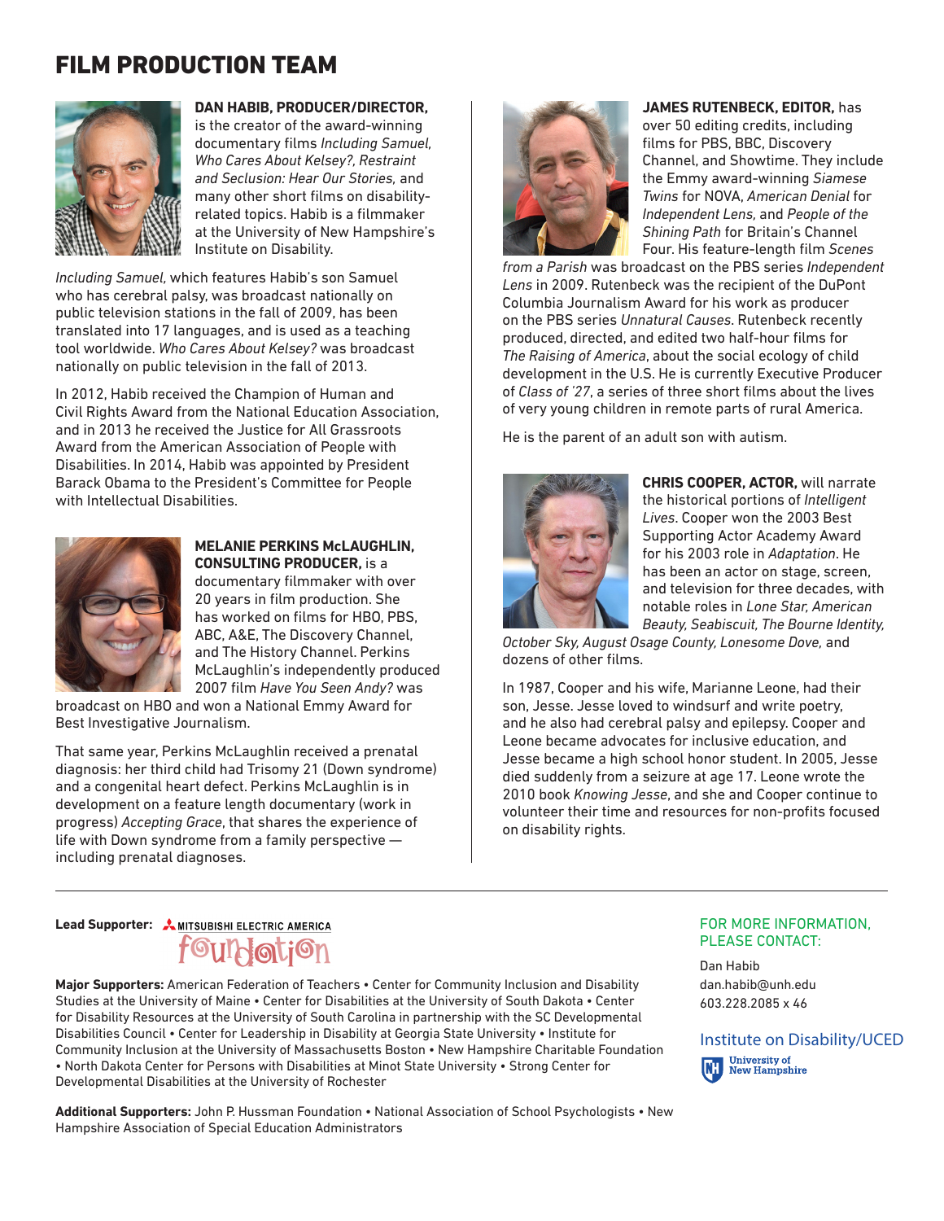# FILM PRODUCTION TEAM

**DAN HABIB, PRODUCER/DIRECTOR,** is the creator of the award-winning documentary films *Including Samuel, Who Cares About Kelsey?, Restraint and Seclusion: Hear Our Stories,* and many other short films on disability-related topics. Habib is a filmmaker at the University of New Hampshire's Institute on Disability.

*Including Samuel,* which features Habib's son Samuel who has cerebral palsy, was broadcast nationally on public television stations in the fall of 2009, has been translated into 17 languages, and is used as a teaching tool worldwide. *Who Cares About Kelsey?* was broadcast nationally on public television in the fall of 2013.

In 2012, Habib received the Champion of Human and Civil Rights Award from the National Education Association, and in 2013 he received the Justice for All Grassroots Award from the American Association of People with Disabilities. In 2014, Habib was appointed by President Barack Obama to the President's Committee for People with Intellectual Disabilities.

**MELANIE PERKINS McLAUGHLIN, CONSULTING PRODUCER,** is a documentary filmmaker with over 20 years in film production. She has worked on films for HBO, PBS, ABC, A&E, The Discovery Channel, and The History Channel. Perkins McLaughlin's independently produced 2007 film *Have You Seen Andy?* was broadcast on HBO and won a National Emmy Award for Best Investigative Journalism.

That same year, Perkins McLaughlin received a prenatal diagnosis: her third child had Trisomy 21 (Down syndrome) and a congenital heart defect. Perkins McLaughlin is in development on a feature length documentary (work in progress) *Accepting Grace*, that shares the experience of life with Down syndrome from a family perspective — including prenatal diagnoses.

**JAMES RUTENBECK, EDITOR,** has over 50 editing credits, including films for PBS, BBC, Discovery Channel, and Showtime. They include the Emmy award-winning *Siamese Twins* for NOVA, *American Denial* for *Independent Lens,* and *People of the Shining Path* for Britain's Channel Four. His feature-length film *Scenes from a Parish* was broadcast on the PBS series *Independent Lens* in 2009. Rutenbeck was the recipient of the DuPont Columbia Journalism Award for his work as producer on the PBS series *Unnatural Causes*. Rutenbeck recently produced, directed, and edited two half-hour films for *The Raising of America*, about the social ecology of child development in the U.S. He is currently Executive Producer of *Class of '27*, a series of three short films about the lives of very young children in remote parts of rural America.

He is the parent of an adult son with autism.

**CHRIS COOPER, ACTOR,** will narrate the historical portions of *Intelligent Lives*. Cooper won the 2003 Best Supporting Actor Academy Award for his 2003 role in *Adaptation*. He has been an actor on stage, screen, and television for three decades, with notable roles in *Lone Star, American Beauty, Seabiscuit, The Bourne Identity, October Sky, August Osage County, Lonesome Dove,* and dozens of other films.

In 1987, Cooper and his wife, Marianne Leone, had their son, Jesse. Jesse loved to windsurf and write poetry, and he also had cerebral palsy and epilepsy. Cooper and Leone became advocates for inclusive education, and Jesse became a high school honor student. In 2005, Jesse died suddenly from a seizure at age 17. Leone wrote the 2010 book *Knowing Jesse*, and she and Cooper continue to volunteer their time and resources for non-profits focused on disability rights.

---

**Lead Supporter:** MITSUBISHI ELECTRIC AMERICA foundation

**Major Supporters:** American Federation of Teachers • Center for Community Inclusion and Disability Studies at the University of Maine • Center for Disabilities at the University of South Dakota • Center for Disability Resources at the University of South Carolina in partnership with the SC Developmental Disabilities Council • Center for Leadership in Disability at Georgia State University • Institute for Community Inclusion at the University of Massachusetts Boston • New Hampshire Charitable Foundation • North Dakota Center for Persons with Disabilities at Minot State University • Strong Center for Developmental Disabilities at the University of Rochester

**Additional Supporters:** John P. Hussman Foundation • National Association of School Psychologists • New Hampshire Association of Special Education Administrators

FOR MORE INFORMATION, PLEASE CONTACT:

Dan Habib
dan.habib@unh.edu
603.228.2085 x 46

Institute on Disability/UCED
University of New Hampshire